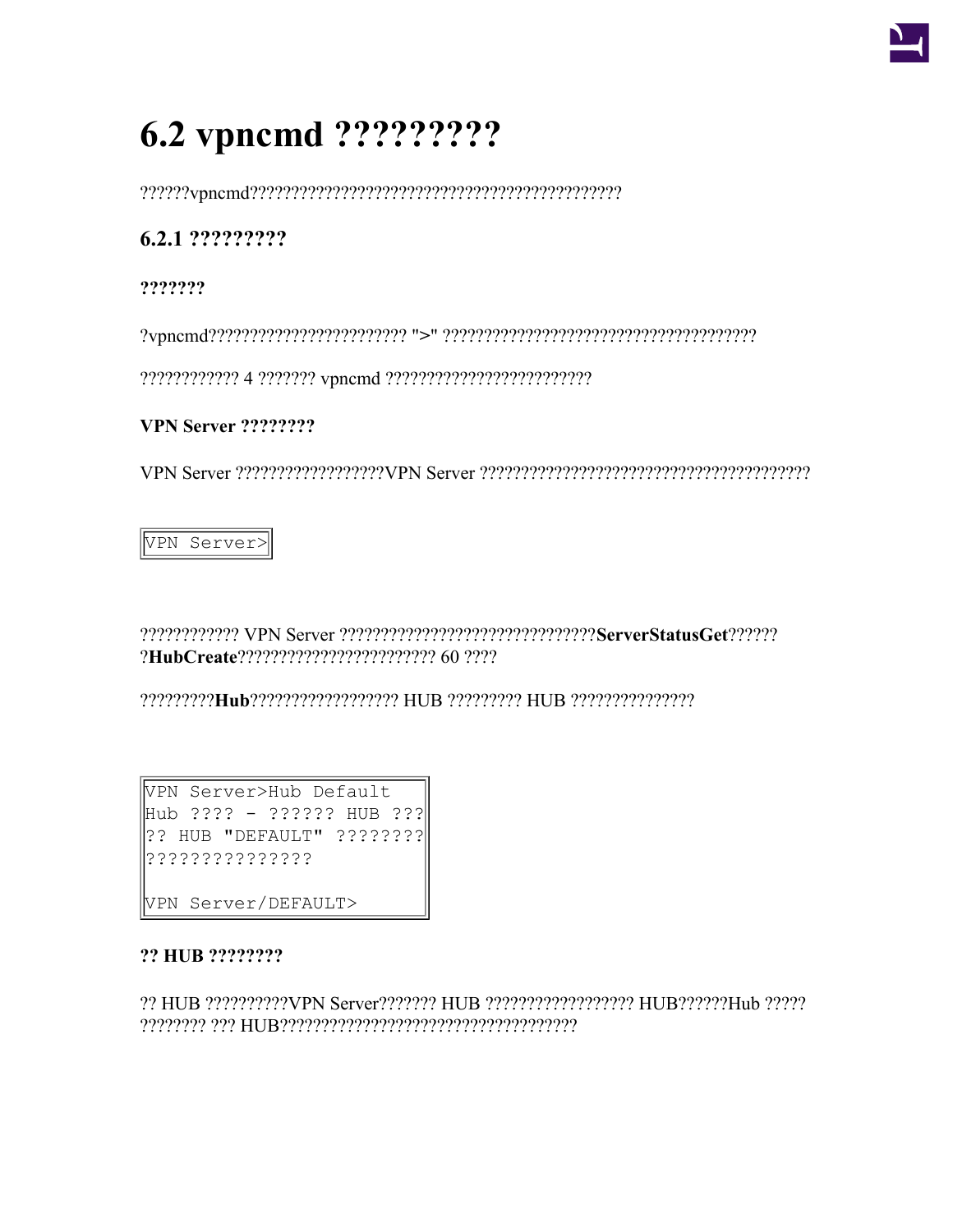# 6.2 vpncmd ?????????

??????vpncmd???????????????????????????????????????????????

## 6.2.1 ?????????

### ???????

?vpncmd????????????????????????? ">" ?????????????????????????????????????????

???????????? 4 ??????? vpncmd ?????????????????????????

### VPN Server ????????

VPN Server ??????????????????VPN Server ???????????????????????????????????????????

```
VPN Server>
```

???????????? VPN Server ????????????????????????????????**ServerStatusGet**??????
?**HubCreate**????????????????????????? 60 ????

?????????**Hub**?????????????????? HUB ????????? HUB ???????????????

```
VPN Server>Hub Default
Hub ???? - ?????? HUB ???
?? HUB "DEFAULT" ????????
???????????????

VPN Server/DEFAULT>
```

### ?? HUB ????????

?? HUB ??????????VPN Server??????? HUB ?????????????????? HUB??????Hub ?????
???????? ??? HUB????????????????????????????????????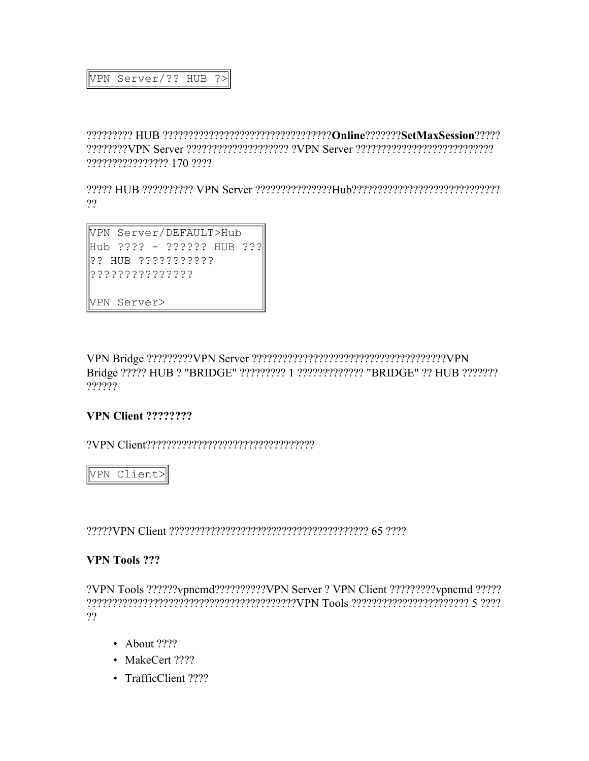```
VPN Server/?? HUB ?>
```

????????? HUB ??????????????????????????????????**Online**???????**SetMaxSession**????? ????????VPN Server ???????????????????? ?VPN Server ??????????????????????????? ???????????????? 170 ????

????? HUB ?????????? VPN Server ???????????????Hub????????????????????????????? ??

```
VPN Server/DEFAULT>Hub
Hub ???? - ?????? HUB ???
?? HUB ???????????
???????????????

VPN Server>
```

VPN Bridge ?????????VPN Server ?????????????????????????????????????VPN Bridge ????? HUB ? "BRIDGE" ????????? 1 ????????????? "BRIDGE" ?? HUB ??????? ??????

**VPN Client ????????**

?VPN Client?????????????????????????????????

```
VPN Client>
```

?????VPN Client ??????????????????????????????????????? 65 ????

**VPN Tools ???**

?VPN Tools ??????vpncmd??????????VPN Server ? VPN Client ?????????vpncmd ????? ?????????????????????????????????????????VPN Tools ??????????????????????? 5 ???? ??

- About ????
- MakeCert ????
- TrafficClient ????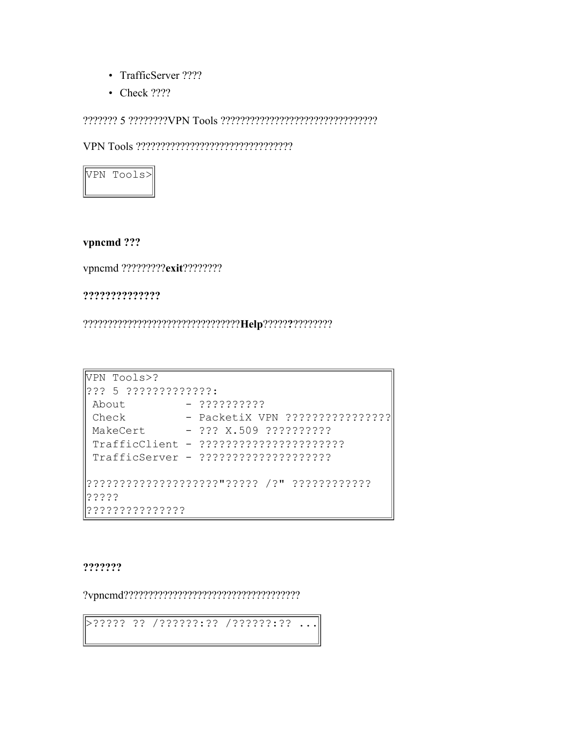- TrafficServer ????
- Check ????

??????? 5 ????????VPN Tools ??????????????????????????????

VPN Tools ??????????????????????????????

```
VPN Tools>
```

**vpncmd ???**

vpncmd ?????????**exit**????????

**??????????????**

??????????????????????????????**Help**?????**?**????????

```
VPN Tools>?
??? 5 ?????????????:
 About         - ??????????
 Check         - PacketiX VPN ????????????????
 MakeCert      - ??? X.509 ??????????
 TrafficClient - ??????????????????????
 TrafficServer - ????????????????????

????????????????????"????? /?" ????????????
?????
???????????????
```

**???????**

?vpncmd????????????????????????????????????

```
>????? ?? /??????:?? /??????:?? ...
```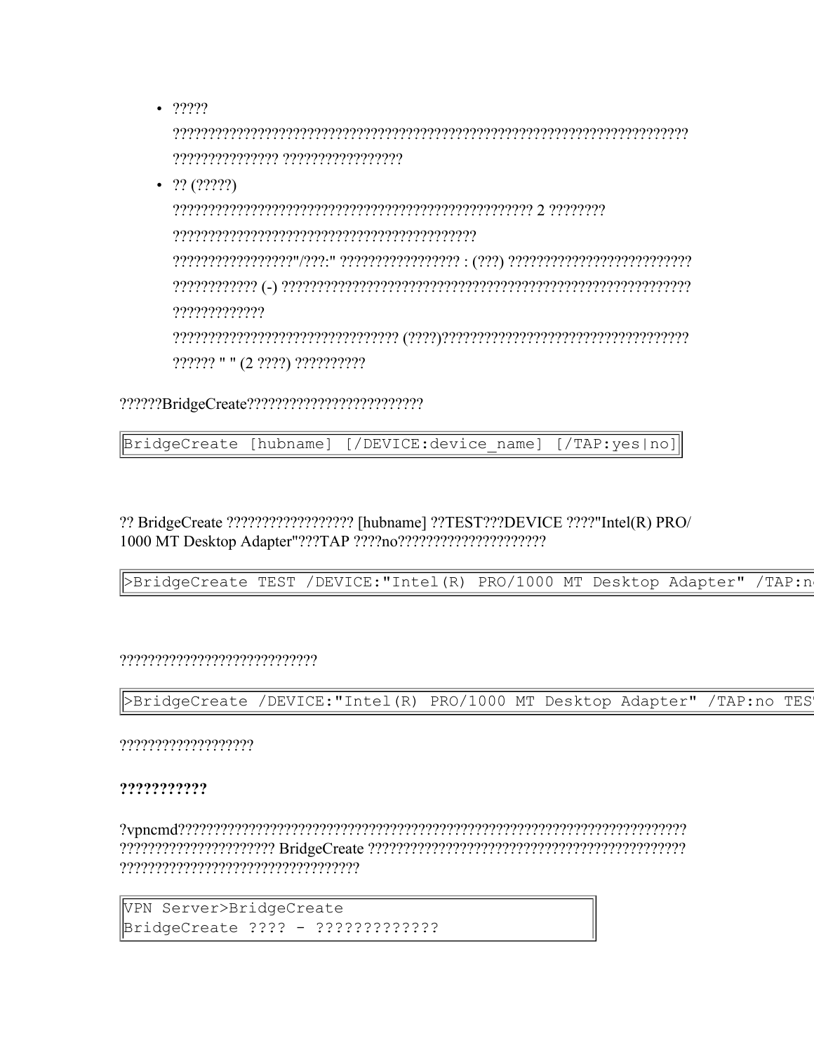- ?????
  ??????????????????????????????????????????????????????????????????????? ??????????????? ?????????????????
- ?? (?????)
  ?????????????????????????????????????????????????? 2 ????????
  ????????????????????????????????????????????
  ?????????????????"/???:" ?????????????????? : (???) ??????????????????????????
  ???????????? (-) ???????????????????????????????????????????????????????????
  ?????????????
  ????????????????????????????????? (????)????????????????????????????????????
  ?????? " " (2 ????) ??????????

??????BridgeCreate????????????????????????

```
BridgeCreate [hubname] [/DEVICE:device_name] [/TAP:yes|no]
```

?? BridgeCreate ?????????????????? [hubname] ??TEST???DEVICE ????"Intel(R) PRO/1000 MT Desktop Adapter"???TAP ????no?????????????????????

```
>BridgeCreate TEST /DEVICE:"Intel(R) PRO/1000 MT Desktop Adapter" /TAP:n
```

????????????????????????????

```
>BridgeCreate /DEVICE:"Intel(R) PRO/1000 MT Desktop Adapter" /TAP:no TES
```

???????????????????

**???????????**

?vpncmd?????????????????????????????????????????????????????????????????????? ?????????????????????? BridgeCreate ????????????????????????????????????????????? ?????????????????????????????????

```
VPN Server>BridgeCreate
BridgeCreate ???? - ?????????????
```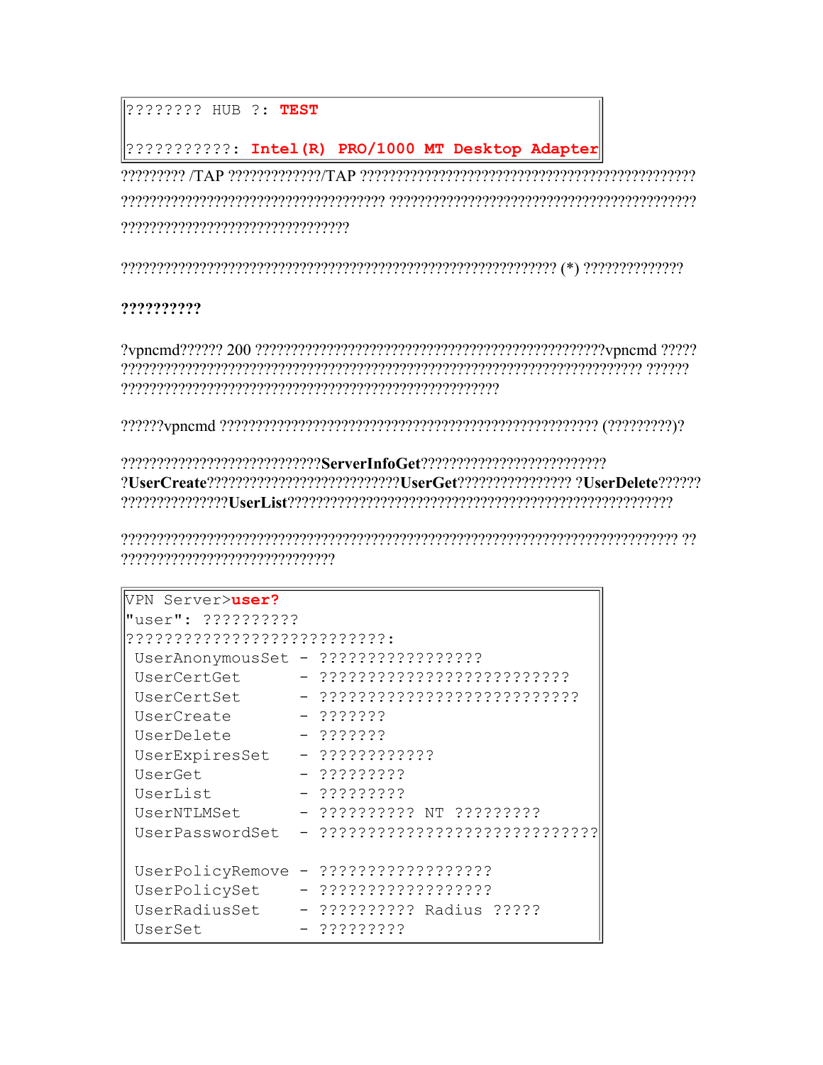```
???????? HUB ?: TEST

???????????: Intel(R) PRO/1000 MT Desktop Adapter
```

????????? /TAP ?????????????/TAP ???????????????????????????????????????????????? ????????????????????????????????????? ?????????????????????????????????????????? ????????????????????????????????

?????????????????????????????????????????????????????????????? (*) ??????????????

**??????????**

?vpncmd?????? 200 ????????????????????????????????????????????????vpncmd ????? ?????????????????????????????????????????????????????????????????????? ?????? ??????????????????????????????????????????????????

??????vpncmd ????????????????????????????????????????????????????? (?????????)?

????????????????????????????**ServerInfoGet**?????????????????????????? ?**UserCreate**???????????????????????????**UserGet**???????????????? ?**UserDelete**?????? ???????????????**UserList**?????????????????????????????????????????????????????

????????????????????????????????????????????????????????????????????????? ?? ??????????????????????????????

```
VPN Server>user?
"user": ??????????
?????????????????????????????:
 UserAnonymousSet - ?????????????????
 UserCertGet      - ??????????????????????????
 UserCertSet      - ???????????????????????????
 UserCreate       - ???????
 UserDelete       - ???????
 UserExpiresSet   - ????????????
 UserGet          - ?????????
 UserList         - ?????????
 UserNTLMSet      - ?????????? NT ?????????
 UserPasswordSet  - ??????????????????????????????

 UserPolicyRemove - ??????????????????
 UserPolicySet    - ??????????????????
 UserRadiusSet    - ?????????? Radius ?????
 UserSet          - ?????????
```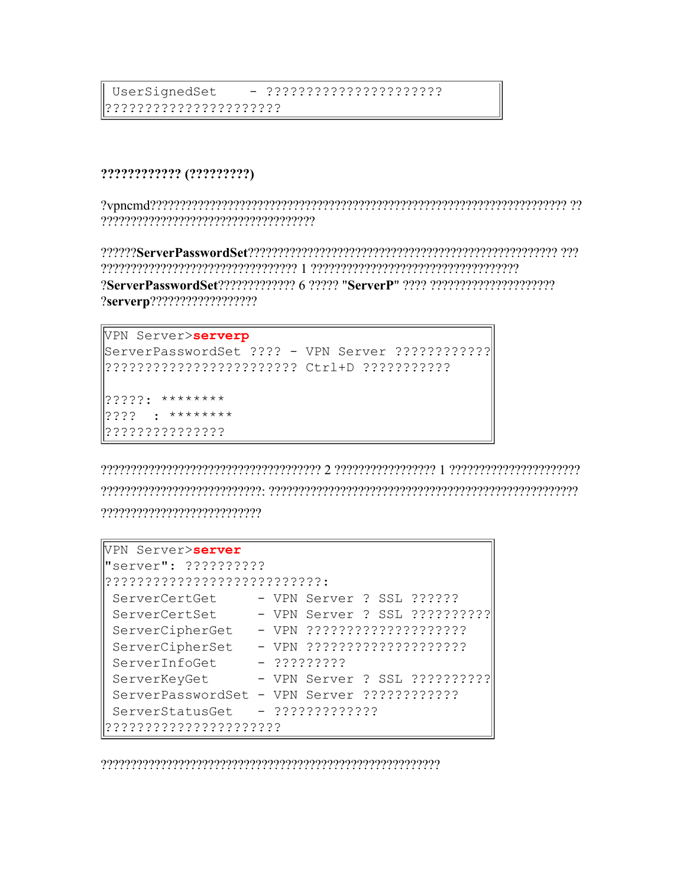```
 UserSignedSet     - ??????????????????????
??????????????????????
```

**???????????? (?????????)**

?vpncmd????????????????????????????????????????????????????????????????????? ?? ??????????????????????????????????

??????**ServerPasswordSet**???????????????????????????????????????????????????? ??? ????????????????????????????????? 1 ??????????????????????????????????? ?**ServerPasswordSet**????????????? 6 ????? "**ServerP**" ???? ???????????????????? ?**serverp**?????????????????

```
VPN Server>serverp
ServerPasswordSet ???? - VPN Server ????????????
???????????????????????? Ctrl+D ???????????

?????: ********
????  : ********
???????????????
```

???????????????????????????????????? 2 ????????????????? 1 ?????????????????????? ???????????????????????????: ??????????????????????????????????????????????????? ???????????????????????????

```
VPN Server>server
"server": ??????????
????????????????????????????:
 ServerCertGet     - VPN Server ? SSL ??????
 ServerCertSet     - VPN Server ? SSL ??????????
 ServerCipherGet   - VPN ????????????????????
 ServerCipherSet   - VPN ????????????????????
 ServerInfoGet     - ?????????
 ServerKeyGet      - VPN Server ? SSL ??????????
 ServerPasswordSet - VPN Server ????????????
 ServerStatusGet   - ?????????????
??????????????????????
```

?????????????????????????????????????????????????????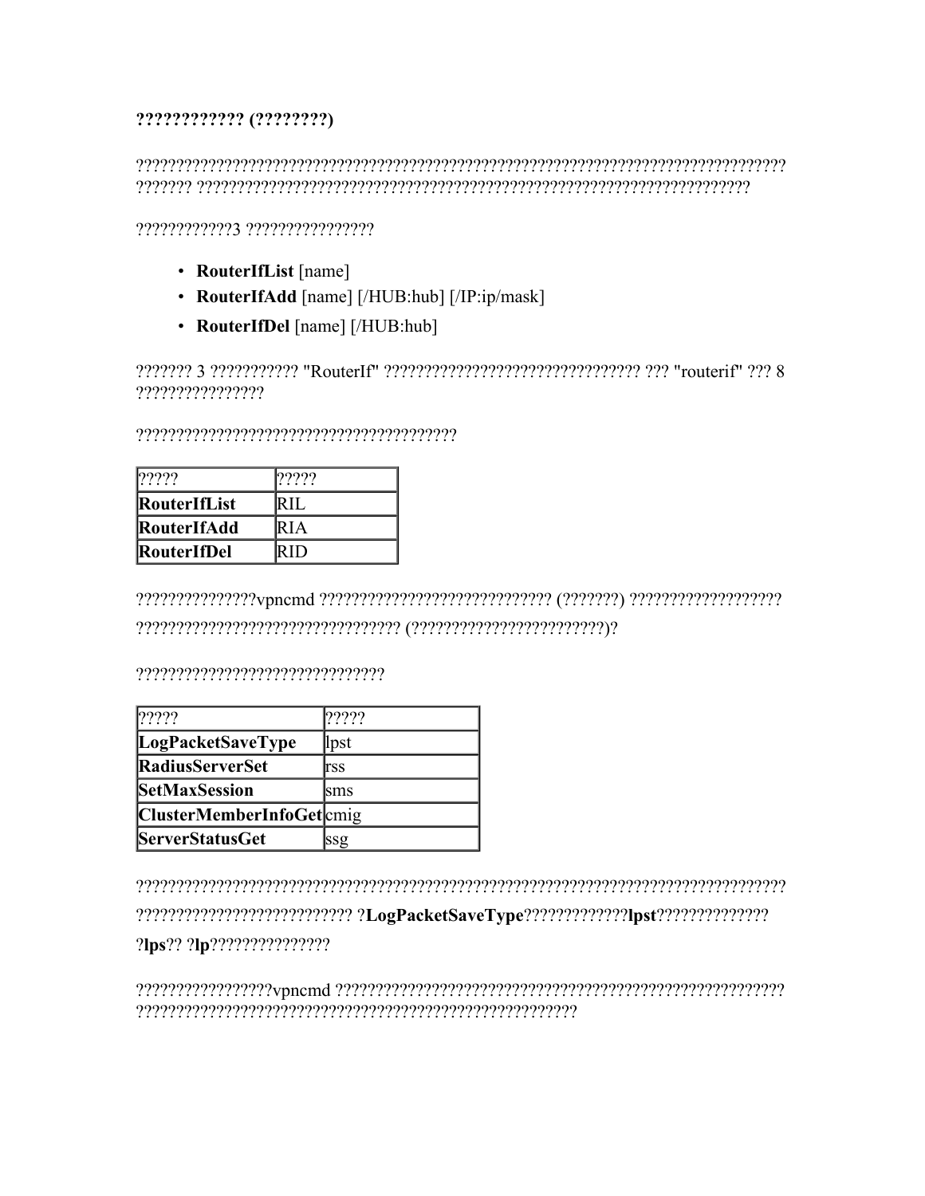**???????????? (????????)**

??????????????????????????????????????????????????????????????????????????????? ??????? ????????????????????????????????????????????????????????????????????

?????????????3 ????????????????

- **RouterIfList** [name]
- **RouterIfAdd** [name] [/HUB:hub] [/IP:ip/mask]
- **RouterIfDel** [name] [/HUB:hub]

??????? 3 ??????????? "RouterIf" ???????????????????????????????? ??? "routerif" ??? 8 ????????????????

?????????????????????????????????????????

| ????? | ????? |
|---|---|
| **RouterIfList** | RIL |
| **RouterIfAdd** | RIA |
| **RouterIfDel** | RID |

???????????????vpncmd ???????????????????????????? (???????) ??????????????????? ????????????????????????????????? (????????????????????????)?

??????????????????????????????

| ????? | ????? |
|---|---|
| **LogPacketSaveType** | lpst |
| **RadiusServerSet** | rss |
| **SetMaxSession** | sms |
| **ClusterMemberInfoGet** | cmig |
| **ServerStatusGet** | ssg |

??????????????????????????????????????????????????????????????????????????????? ??????????????????????????? ?**LogPacketSaveType**?????????????**lpst**?????????????? ?**lps**?? ?**lp**???????????????

?????????????????vpncmd ???????????????????????????????????????????????????????? ?????????????????????????????????????????????????????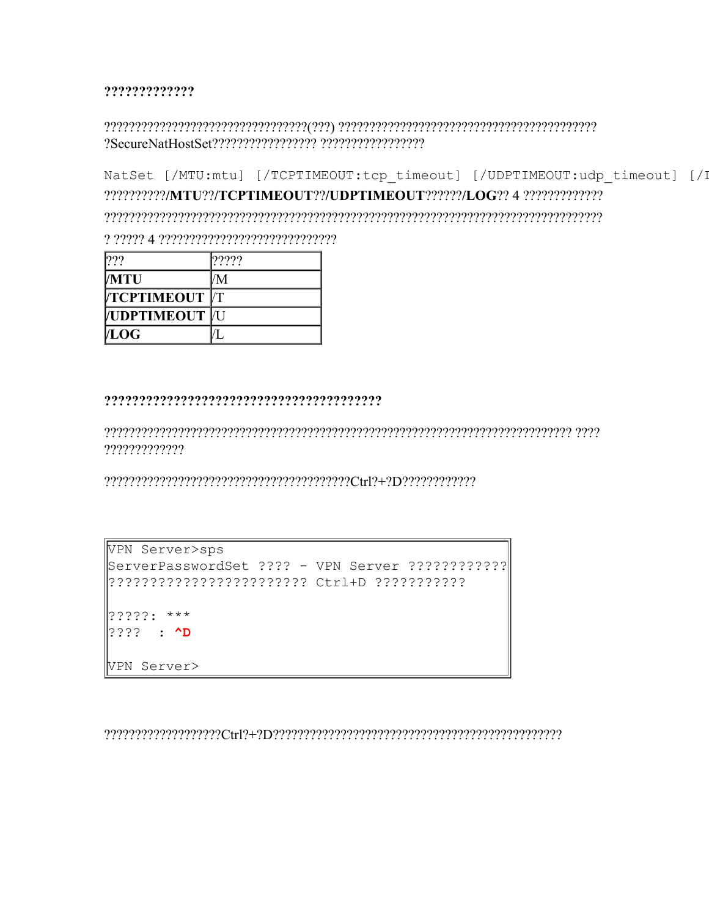**?????????????**

?????????????????????????????????(???) ??????????????????????????????????????????? ?SecureNatHostSet????????????????? ?????????????????

```
NatSet [/MTU:mtu] [/TCPTIMEOUT:tcp_timeout] [/UDPTIMEOUT:udp_timeout] [/I
```

??????????**/MTU**??**/TCPTIMEOUT**??**/UDPTIMEOUT**??????**/LOG**?? 4 ?????????????

??????????????????????????????????????????????????????????????????????????????????

? ????? 4 ?????????????????????????????

| ??? | ????? |
|---|---|
| **/MTU** | /M |
| **/TCPTIMEOUT** | /T |
| **/UDPTIMEOUT** | /U |
| **/LOG** | /L |

**?????????????????????????????????????????**

??????????????????????????????????????????????????????????????????????????? ???? ?????????????

?????????????????????????????????????????Ctrl?+?D????????????

```
VPN Server>sps
ServerPasswordSet ???? - VPN Server ????????????
????????????????????????? Ctrl+D ???????????

?????: ***
????  : ^D

VPN Server>
```

???????????????????Ctrl?+?D??????????????????????????????????????????????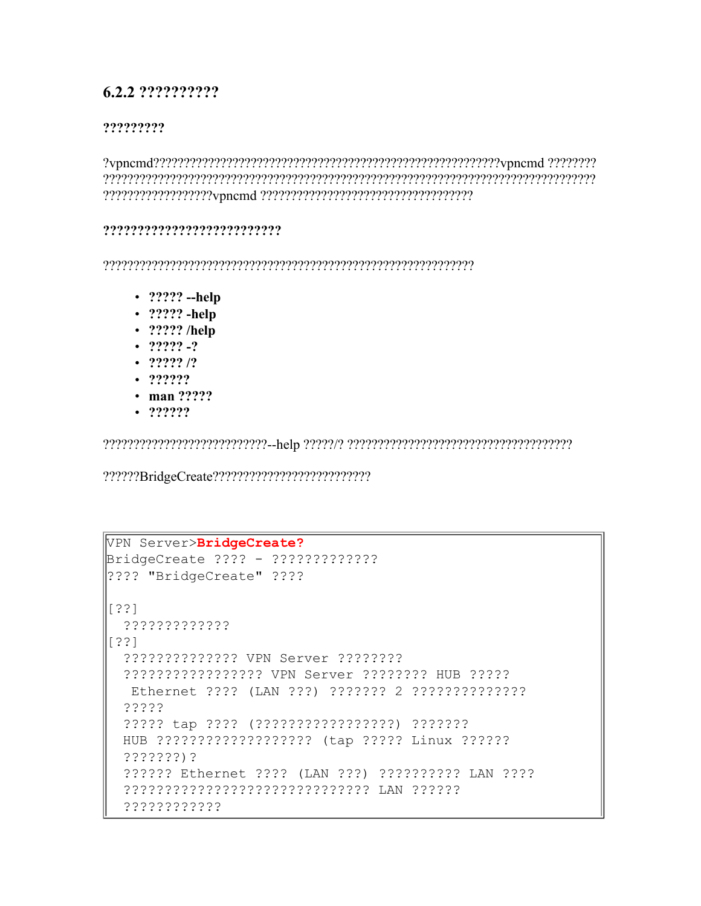### 6.2.2 ??????????

**?????????**

?vpncmd???????????????????????????????????????????????????????vpncmd ?????????????????????????????????????????????????????????????????????????????????????????????????vpncmd ??????????????????????????????????

**?????????????????????????**

????????????????????????????????????????????????????????????

- **????? --help**
- **????? -help**
- **????? /help**
- **????? -?**
- **????? /?**
- **??????**
- **man ?????**
- **??????**

??????????????????????????--help ?????/? ??????????????????????????????????????

??????BridgeCreate??????????????????????????

```
VPN Server>BridgeCreate?
BridgeCreate ???? - ??????????????
???? "BridgeCreate" ????

[??]
  ??????????????
[??]
  ??????????????? VPN Server ????????
  ????????????????? VPN Server ???????? HUB ?????
   Ethernet ???? (LAN ???) ??????? 2 ??????????????
  ?????
  ????? tap ???? (?????????????????) ???????
  HUB ??????????????????? (tap ????? Linux ??????
  ???????)?
  ?????? Ethernet ???? (LAN ???) ?????????? LAN ????
  ?????????????????????????????? LAN ??????
  ????????????
```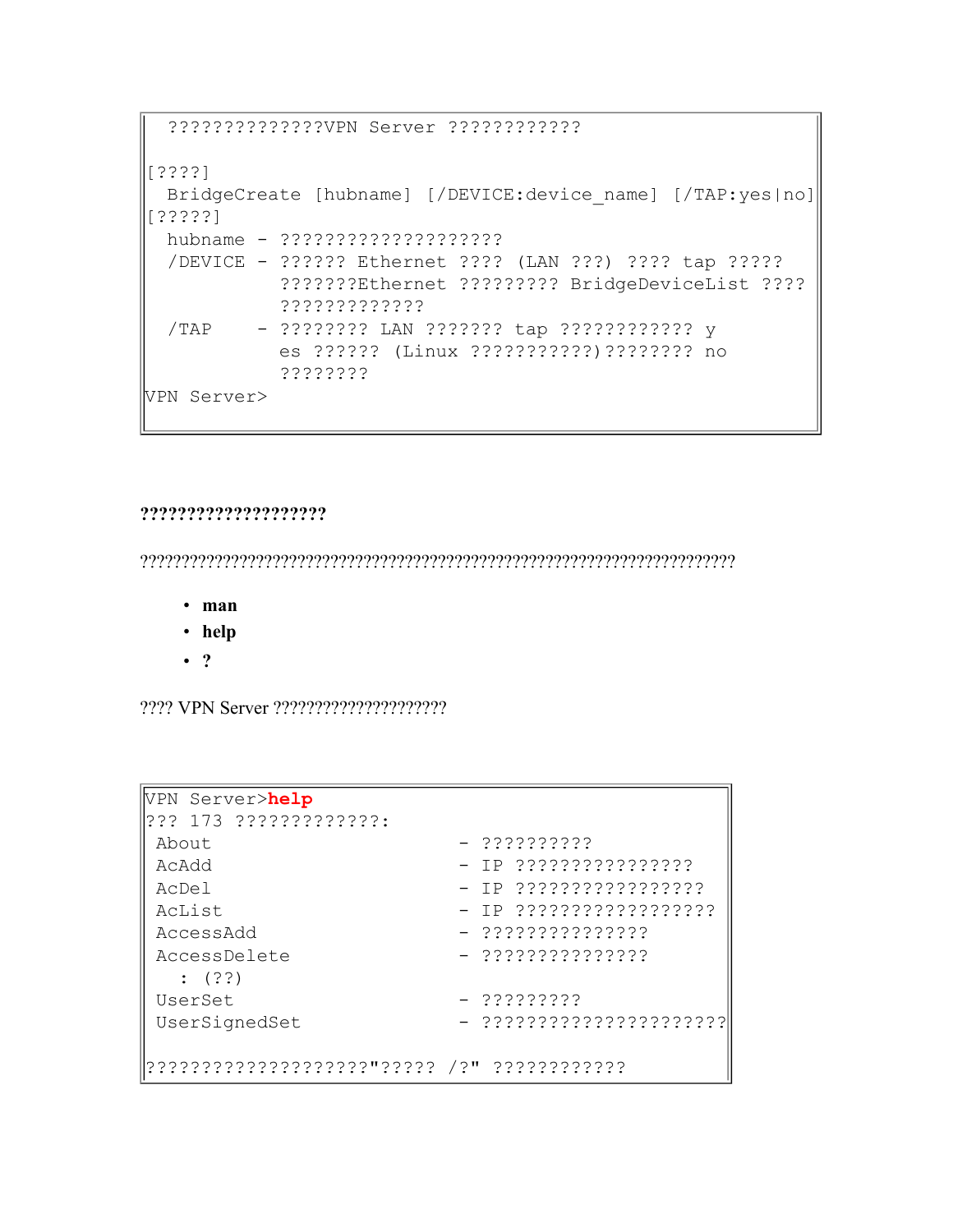```
 ??????????????VPN Server ????????????

[????]
  BridgeCreate [hubname] [/DEVICE:device_name] [/TAP:yes|no]
[?????]
  hubname - ????????????????????
  /DEVICE - ?????? Ethernet ???? (LAN ???) ???? tap ?????
            ???????Ethernet ????????? BridgeDeviceList ????
            ?????????????
  /TAP    - ???????? LAN ??????? tap ???????????? y
            es ?????? (Linux ???????????)???????? no
            ????????
VPN Server>
```

**???????????????????**

?????????????????????????????????????????????????????????????????????????

- **man**
- **help**
- **?**

???? VPN Server ????????????????????

```
VPN Server>help
??? 173 ?????????????:
 About                        - ??????????
 AcAdd                        - IP ????????????????
 AcDel                        - IP ?????????????????
 AcList                       - IP ??????????????????
 AccessAdd                    - ???????????????
 AccessDelete                 - ???????????????
   : (??)
 UserSet                      - ?????????
 UserSignedSet                - ??????????????????????

???????????????????"????? /?" ????????????
```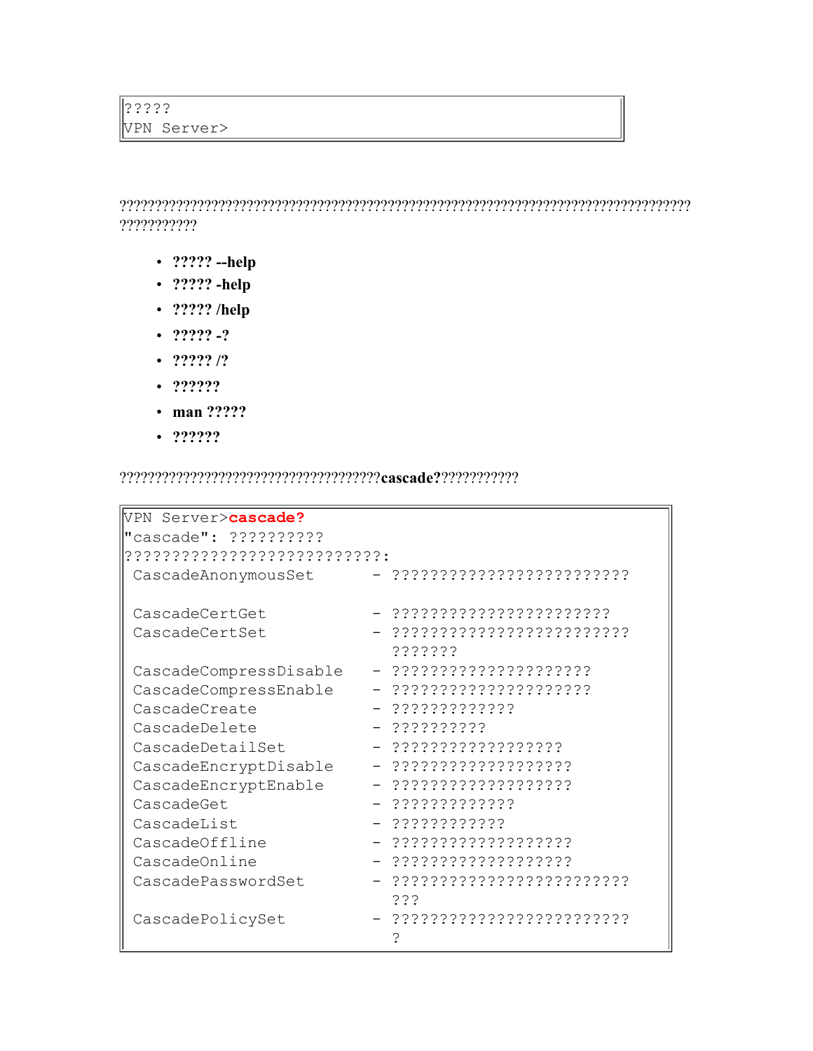```
?????
VPN Server>
```

??????????????????????????????????????????????????????????????????????????????????????????

- **????? --help**
- **????? -help**
- **????? /help**
- **????? -?**
- **????? /?**
- **??????**
- **man ?????**
- **??????**

????????????????????????????????????**cascade?**???????????

```
VPN Server>cascade?
"cascade": ??????????
???????????????????????????:
 CascadeAnonymousSet      - ????????????????????????

 CascadeCertGet           - ???????????????????????
 CascadeCertSet           - ????????????????????????
                            ???????
 CascadeCompressDisable   - ?????????????????????
 CascadeCompressEnable    - ?????????????????????
 CascadeCreate            - ?????????????
 CascadeDelete            - ??????????
 CascadeDetailSet         - ??????????????????
 CascadeEncryptDisable    - ???????????????????
 CascadeEncryptEnable     - ???????????????????
 CascadeGet               - ?????????????
 CascadeList              - ????????????
 CascadeOffline           - ???????????????????
 CascadeOnline            - ???????????????????
 CascadePasswordSet       - ????????????????????????
                            ???
 CascadePolicySet         - ????????????????????????
                            ?
```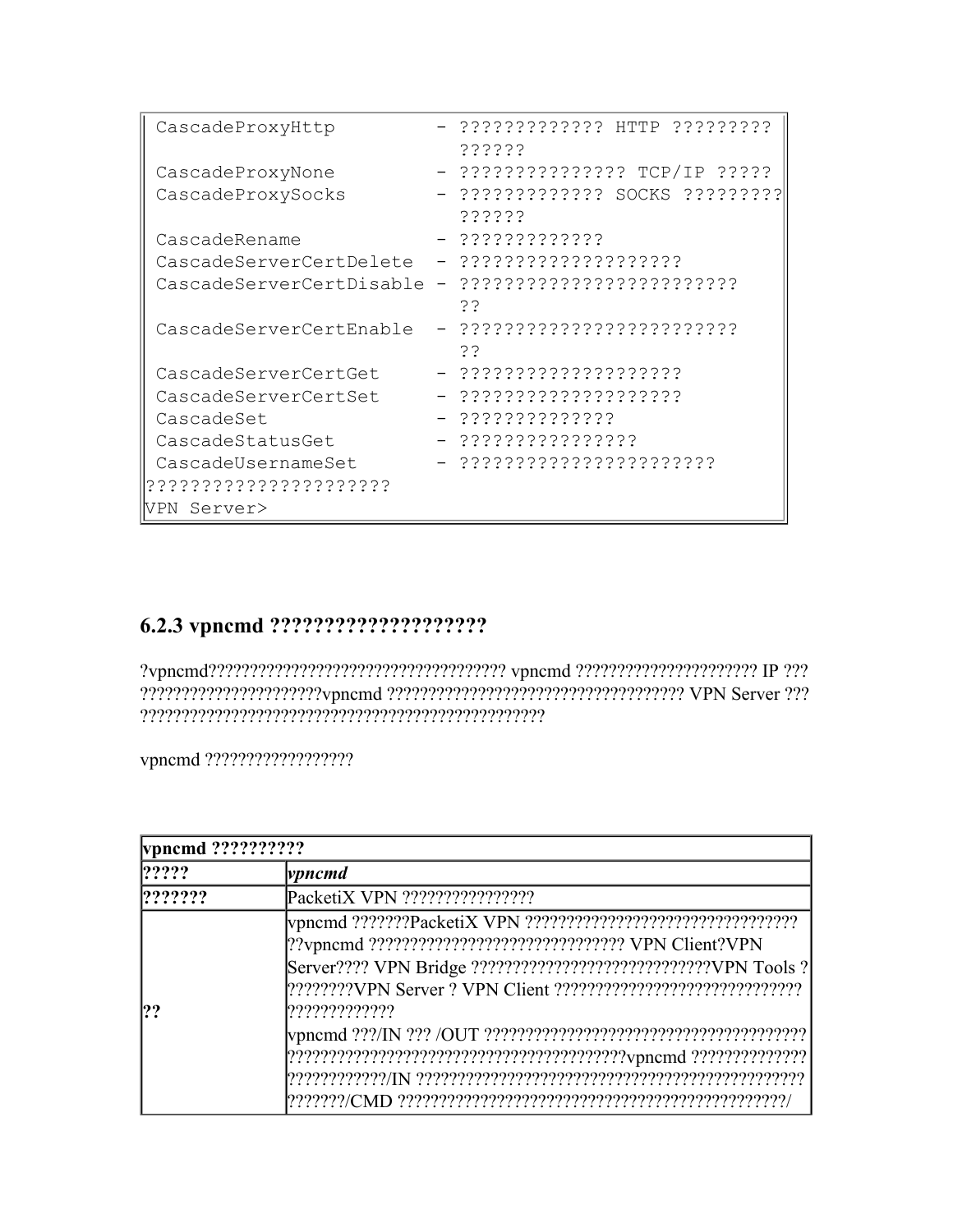```
 CascadeProxyHttp         - ????????????? HTTP ?????????
                            ??????
 CascadeProxyNone         - ??????????????? TCP/IP ?????
 CascadeProxySocks        - ????????????? SOCKS ?????????
                            ??????
 CascadeRename            - ?????????????
 CascadeServerCertDelete  - ????????????????????
 CascadeServerCertDisable - ?????????????????????????
                            ??
 CascadeServerCertEnable  - ?????????????????????????
                            ??
 CascadeServerCertGet     - ????????????????????
 CascadeServerCertSet     - ????????????????????
 CascadeSet               - ???????????????
 CascadeStatusGet         - ????????????????
 CascadeUsernameSet       - ???????????????????????
??????????????????????
VPN Server>
```

### 6.2.3 vpncmd ???????????????????

?vpncmd??????????????????????????????????? vpncmd ?????????????????????? IP ??? ??????????????????????vpncmd ??????????????????????????????????? VPN Server ??? ?????????????????????????????????????????????????

vpncmd ?????????????????

| **vpncmd ?????????** | |
|---|---|
| **?????** | *vpncmd* |
| **???????** | PacketiX VPN ???????????????? |
| **??** | vpncmd ???????PacketiX VPN ????????????????????????????????? ??vpncmd ??????????????????????????????? VPN Client?VPN Server???? VPN Bridge ????????????????????????????VPN Tools ? ????????VPN Server ? VPN Client ??????????????????????????????? ?????????????<br>vpncmd ???/IN ??? /OUT ??????????????????????????????????????? ????????????????????????????????????????vpncmd ?????????????? ????????????/IN ?????????????????????????????????????????????? ???????/CMD ???????????????????????????????????????????????/ |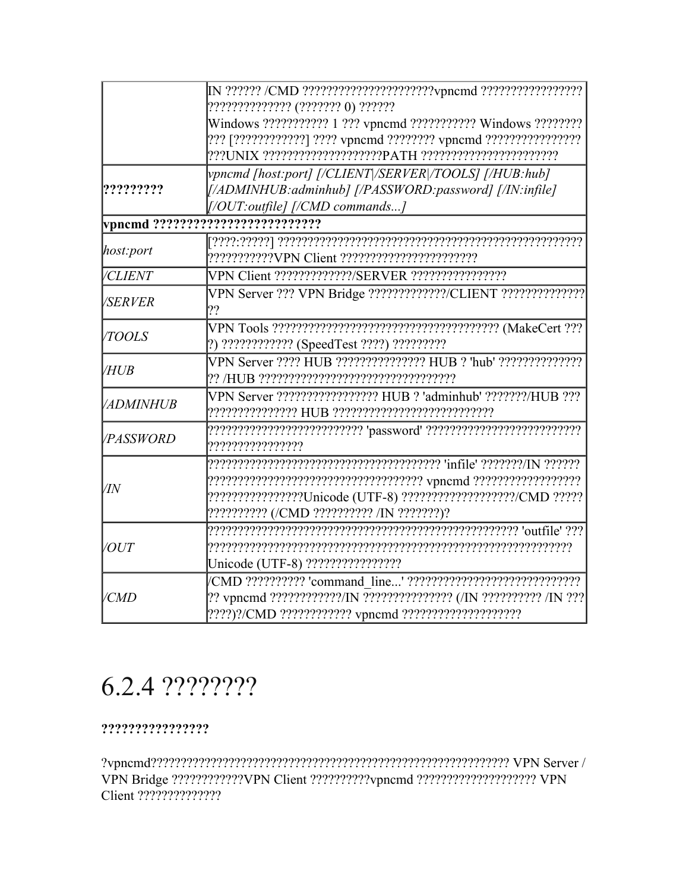| | |
|---|---|
| | IN ?????? /CMD ??????????????????????vpncmd ?????????????????? ?????????????? (??????? 0) ??????<br>Windows ??????????? 1 ??? vpncmd ??????????? Windows ???????? ??? [????????????] ???? vpncmd ???????? vpncmd ???????????????? ???UNIX ????????????????????PATH ?????????????????????? |
| **?????????** | *vpncmd [host:port] [/CLIENT\|/SERVER\|/TOOLS] [/HUB:hub] [/ADMINHUB:adminhub] [/PASSWORD:password] [/IN:infile] [/OUT:outfile] [/CMD commands...]* |
| **vpncmd ????????????????????????** | |
| *host:port* | [????:?????] ?????????????????????????????????????????????????? ???????????VPN Client ??????????????????????? |
| */CLIENT* | VPN Client ?????????????/SERVER ???????????????? |
| */SERVER* | VPN Server ??? VPN Bridge ?????????????/CLIENT ?????????????? ?? |
| */TOOLS* | VPN Tools ?????????????????????????????????????? (MakeCert ??? ?) ???????????? (SpeedTest ????) ????????? |
| */HUB* | VPN Server ???? HUB ??????????????? HUB ? 'hub' ?????????????? ?? /HUB ????????????????????????????????? |
| */ADMINHUB* | VPN Server ????????????????? HUB ? 'adminhub' ???????/HUB ??? ??????????????? HUB ??????????????????????????? |
| */PASSWORD* | ????????????????????????? 'password' ?????????????????????????? ???????????????? |
| */IN* | ?????????????????????????????????????? 'infile' ???????/IN ?????? ??????????????????????????????????? vpncmd ?????????????????? ???????????????Unicode (UTF-8) ??????????????????/CMD ????? ?????????? (/CMD ?????????? /IN ???????)? |
| */OUT* | ?????????????????????????????????????????????????? 'outfile' ??? ????????????????????????????????????????????????????????????? Unicode (UTF-8) ???????????????? |
| */CMD* | /CMD ?????????? 'command_line...' ???????????????????????????? ?? vpncmd ????????????/IN ??????????????? (/IN ?????????? /IN ??? ????)?/CMD ???????????? vpncmd ???????????????????? |

# 6.2.4 ????????

**????????????????**

?vpncmd????????????????????????????????????????????????????????? VPN Server / VPN Bridge ????????????VPN Client ??????????vpncmd ???????????????????? VPN Client ??????????????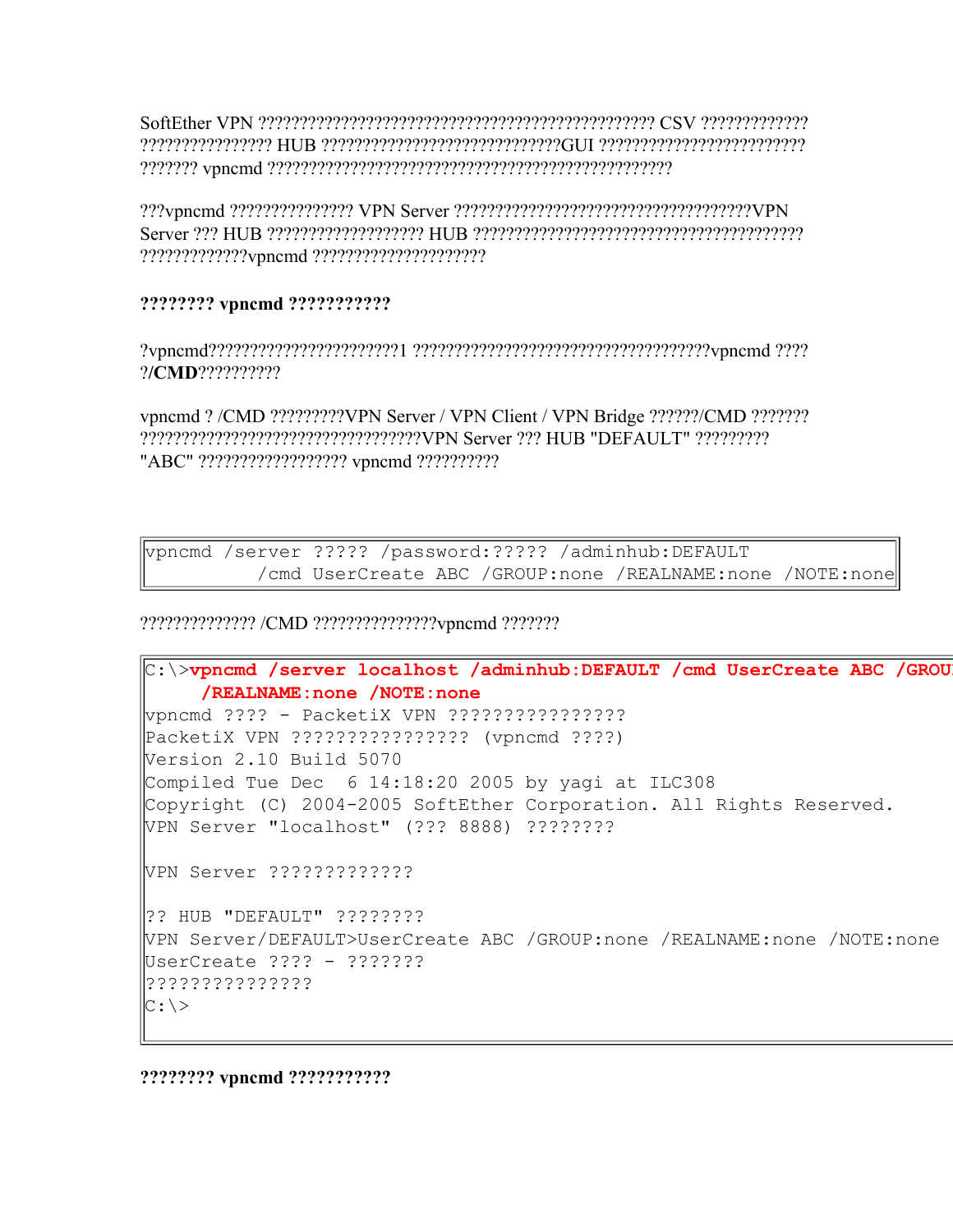SoftEther VPN ?????????????????????????????????????????????????? CSV ????????????? ???????????????? HUB ?????????????????????????????GUI ????????????????????????? ??????? vpncmd ???????????????????????????????????????????????

???vpncmd ??????????????? VPN Server ????????????????????????????????????VPN Server ??? HUB ??????????????????? HUB ???????????????????????????????????????? ?????????????vpncmd ????????????????????

**???????? vpncmd ???????????**

?vpncmd????????????????????????1 ????????????????????????????????????vpncmd ???? ?/**CMD**??????????

vpncmd ? /CMD ?????????VPN Server / VPN Client / VPN Bridge ??????/CMD ??????? ???????????????????????????????????VPN Server ??? HUB "DEFAULT" ????????? "ABC" ?????????????????? vpncmd ??????????

```
vpncmd /server ????? /password:????? /adminhub:DEFAULT
          /cmd UserCreate ABC /GROUP:none /REALNAME:none /NOTE:none
```

?????????????? /CMD ???????????????vpncmd ???????

```
C:\>vpncmd /server localhost /adminhub:DEFAULT /cmd UserCreate ABC /GROU
     /REALNAME:none /NOTE:none
vpncmd ???? - PacketiX VPN ????????????????
PacketiX VPN ???????????????? (vpncmd ????)
Version 2.10 Build 5070
Compiled Tue Dec  6 14:18:20 2005 by yagi at ILC308
Copyright (C) 2004-2005 SoftEther Corporation. All Rights Reserved.
VPN Server "localhost" (??? 8888) ????????

VPN Server ?????????????

?? HUB "DEFAULT" ????????
VPN Server/DEFAULT>UserCreate ABC /GROUP:none /REALNAME:none /NOTE:none
UserCreate ???? - ???????
???????????????
C:\>
```

**???????? vpncmd ???????????**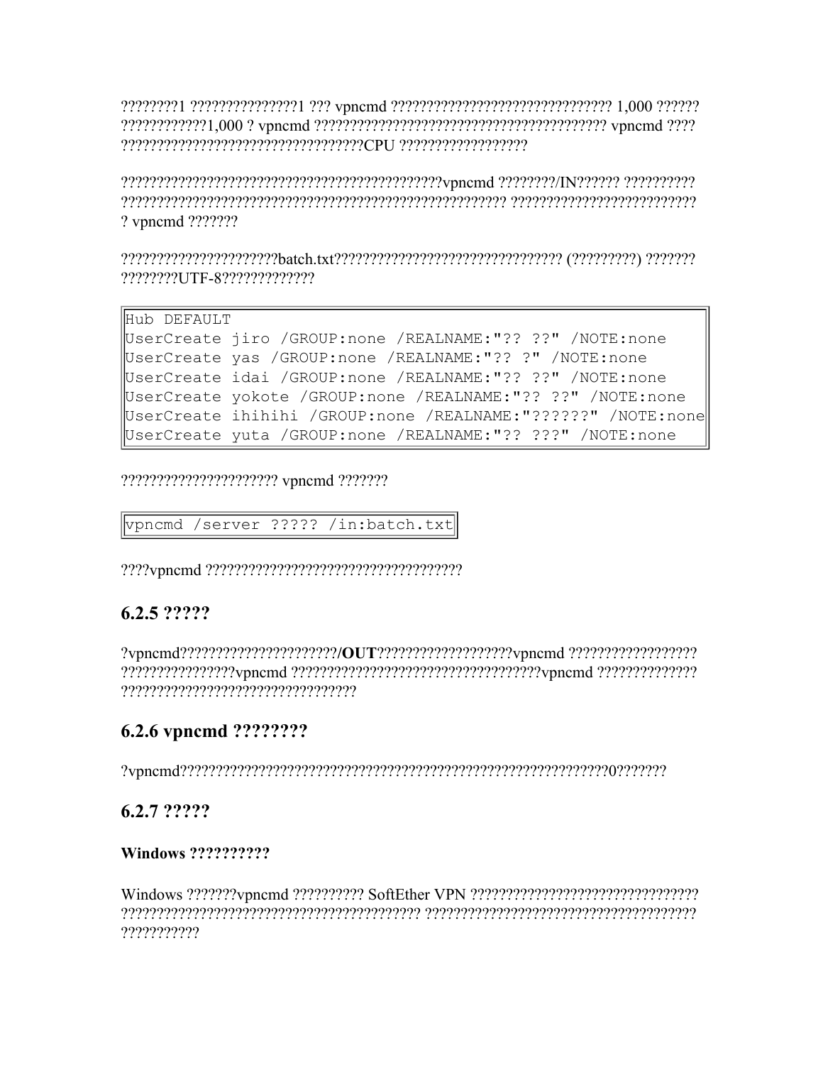????????1 ???????????????1 ??? vpncmd ?????????????????????????????? 1,000 ?????? ???????????1,000 ? vpncmd ???????????????????????????????????????? vpncmd ???? ?????????????????????????????????CPU ?????????????????

?????????????????????????????????????????????vpncmd ????????/IN?????? ?????????? ?????????????????????????????????????????????????????? ?????????????????????????? ? vpncmd ???????

?????????????????????batch.txt???????????????????????????????? (?????????) ??????? ????????UTF-8?????????????

```
Hub DEFAULT
UserCreate jiro /GROUP:none /REALNAME:"?? ??" /NOTE:none
UserCreate yas /GROUP:none /REALNAME:"?? ?" /NOTE:none
UserCreate idai /GROUP:none /REALNAME:"?? ??" /NOTE:none
UserCreate yokote /GROUP:none /REALNAME:"?? ??" /NOTE:none
UserCreate ihihihi /GROUP:none /REALNAME:"??????" /NOTE:none
UserCreate yuta /GROUP:none /REALNAME:"?? ???" /NOTE:none
```

????????????????????? vpncmd ???????

```
vpncmd /server ????? /in:batch.txt
```

????vpncmd ???????????????????????????????????

### 6.2.5 ?????

?vpncmd?????????????????????/**OUT**??????????????????vpncmd ?????????????????? ???????????????vpncmd ?????????????????????????????????vpncmd ?????????????? ????????????????????????????????

### 6.2.6 vpncmd ????????

?vpncmd??????????????????????????????????????????????????????????????0???????

### 6.2.7 ?????

#### Windows ??????????

Windows ???????vpncmd ?????????? SoftEther VPN ????????????????????????????????? ??????????????????????????????????????????? ????????????????????????????????????? ???????????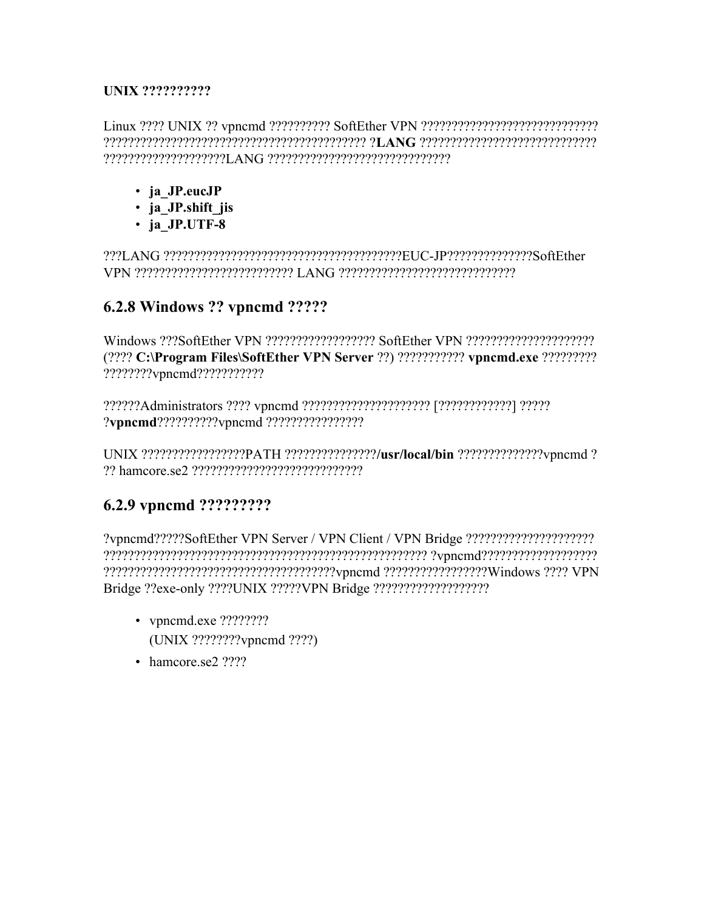**UNIX ??????????**

Linux ???? UNIX ?? vpncmd ?????????? SoftEther VPN ????????????????????????????? ?????????????????????????????????????????????? ?**LANG** ????????????????????????????? ????????????????????LANG ??????????????????????????????

- **ja_JP.eucJP**
- **ja_JP.shift_jis**
- **ja_JP.UTF-8**

???LANG ?????????????????????????????????????????EUC-JP??????????????SoftEther VPN ?????????????????????????? LANG ?????????????????????????????

## 6.2.8 Windows ?? vpncmd ?????

Windows ???SoftEther VPN ?????????????????? SoftEther VPN ????????????????????? (???? **C:\Program Files\SoftEther VPN Server** ??) ??????????? **vpncmd.exe** ????????? ????????vpncmd???????????

??????Administrators ???? vpncmd ????????????????????? [????????????] ????? ?**vpncmd**?????????vpncmd ????????????????

UNIX ?????????????????PATH ???????????????/**usr/local/bin** ??????????????vpncmd ? ?? hamcore.se2 ????????????????????????????

## 6.2.9 vpncmd ?????????

?vpncmd?????SoftEther VPN Server / VPN Client / VPN Bridge ????????????????????? ?????????????????????????????????????????????????????? ?vpncmd??????????????????? ??????????????????????????????????????vpncmd ?????????????????Windows ???? VPN Bridge ??exe-only ????UNIX ?????VPN Bridge ???????????????????

- vpncmd.exe ????????
  (UNIX ????????vpncmd ????)
- hamcore.se2 ????